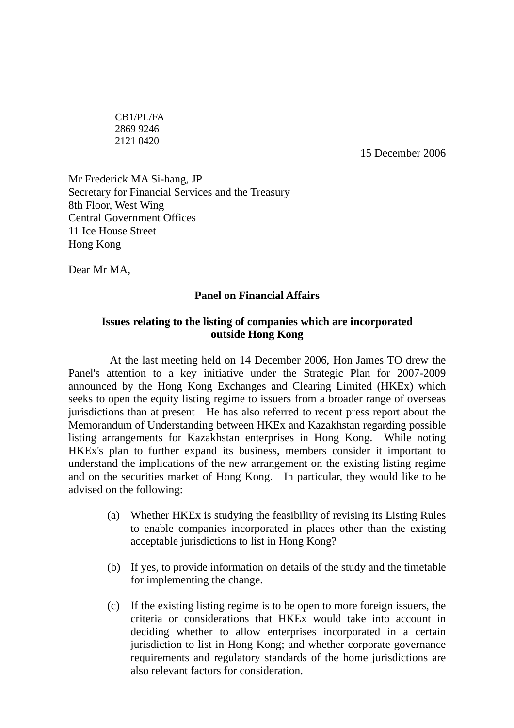CB1/PL/FA
2869 9246
2121 0420

15 December 2006

Mr Frederick MA Si-hang, JP
Secretary for Financial Services and the Treasury
8th Floor, West Wing
Central Government Offices
11 Ice House Street
Hong Kong

Dear Mr MA,

**Panel on Financial Affairs**

**Issues relating to the listing of companies which are incorporated outside Hong Kong**

At the last meeting held on 14 December 2006, Hon James TO drew the Panel's attention to a key initiative under the Strategic Plan for 2007-2009 announced by the Hong Kong Exchanges and Clearing Limited (HKEx) which seeks to open the equity listing regime to issuers from a broader range of overseas jurisdictions than at present He has also referred to recent press report about the Memorandum of Understanding between HKEx and Kazakhstan regarding possible listing arrangements for Kazakhstan enterprises in Hong Kong. While noting HKEx's plan to further expand its business, members consider it important to understand the implications of the new arrangement on the existing listing regime and on the securities market of Hong Kong. In particular, they would like to be advised on the following:

(a) Whether HKEx is studying the feasibility of revising its Listing Rules to enable companies incorporated in places other than the existing acceptable jurisdictions to list in Hong Kong?

(b) If yes, to provide information on details of the study and the timetable for implementing the change.

(c) If the existing listing regime is to be open to more foreign issuers, the criteria or considerations that HKEx would take into account in deciding whether to allow enterprises incorporated in a certain jurisdiction to list in Hong Kong; and whether corporate governance requirements and regulatory standards of the home jurisdictions are also relevant factors for consideration.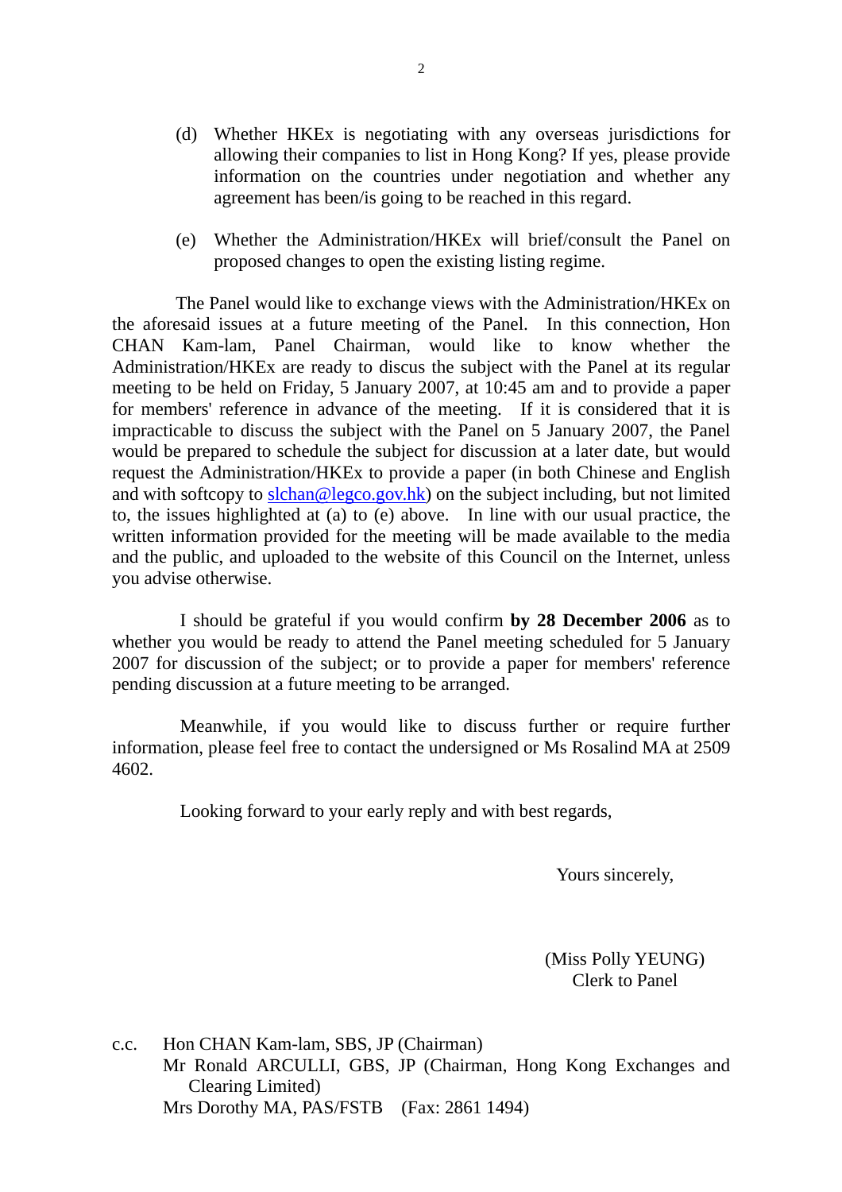(d) Whether HKEx is negotiating with any overseas jurisdictions for allowing their companies to list in Hong Kong? If yes, please provide information on the countries under negotiation and whether any agreement has been/is going to be reached in this regard.

(e) Whether the Administration/HKEx will brief/consult the Panel on proposed changes to open the existing listing regime.

The Panel would like to exchange views with the Administration/HKEx on the aforesaid issues at a future meeting of the Panel. In this connection, Hon CHAN Kam-lam, Panel Chairman, would like to know whether the Administration/HKEx are ready to discus the subject with the Panel at its regular meeting to be held on Friday, 5 January 2007, at 10:45 am and to provide a paper for members' reference in advance of the meeting. If it is considered that it is impracticable to discuss the subject with the Panel on 5 January 2007, the Panel would be prepared to schedule the subject for discussion at a later date, but would request the Administration/HKEx to provide a paper (in both Chinese and English and with softcopy to slchan@legco.gov.hk) on the subject including, but not limited to, the issues highlighted at (a) to (e) above. In line with our usual practice, the written information provided for the meeting will be made available to the media and the public, and uploaded to the website of this Council on the Internet, unless you advise otherwise.

I should be grateful if you would confirm **by 28 December 2006** as to whether you would be ready to attend the Panel meeting scheduled for 5 January 2007 for discussion of the subject; or to provide a paper for members' reference pending discussion at a future meeting to be arranged.

Meanwhile, if you would like to discuss further or require further information, please feel free to contact the undersigned or Ms Rosalind MA at 2509 4602.

Looking forward to your early reply and with best regards,

Yours sincerely,

(Miss Polly YEUNG)
Clerk to Panel

c.c. Hon CHAN Kam-lam, SBS, JP (Chairman)
Mr Ronald ARCULLI, GBS, JP (Chairman, Hong Kong Exchanges and Clearing Limited)
Mrs Dorothy MA, PAS/FSTB (Fax: 2861 1494)